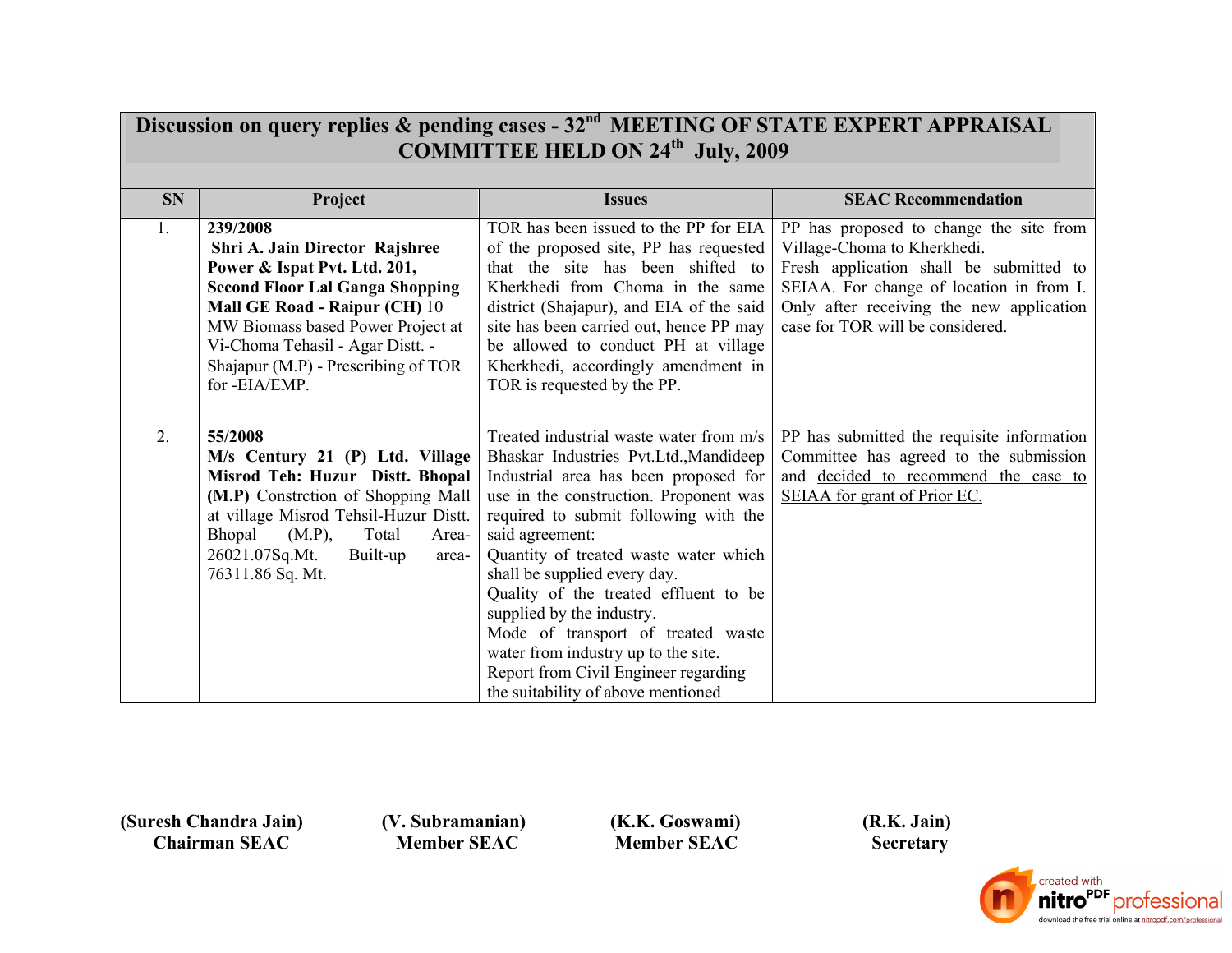# Discussion on query replies & pending cases - 32nd MEETING OF STATE EXPERT APPRAISAL COMMITTEE HELD ON 24th July, 2009

| SN | Project | Issues | SEAC Recommendation |
|---|---|---|---|
| 1. | **239/2008** **Shri A. Jain Director Rajshree Power & Ispat Pvt. Ltd. 201, Second Floor Lal Ganga Shopping Mall GE Road - Raipur (CH)** 10 MW Biomass based Power Project at Vi-Choma Tehasil - Agar Distt. - Shajapur (M.P) - Prescribing of TOR for -EIA/EMP. | TOR has been issued to the PP for EIA of the proposed site, PP has requested that the site has been shifted to Kherkhedi from Choma in the same district (Shajapur), and EIA of the said site has been carried out, hence PP may be allowed to conduct PH at village Kherkhedi, accordingly amendment in TOR is requested by the PP. | PP has proposed to change the site from Village-Choma to Kherkhedi. Fresh application shall be submitted to SEIAA. For change of location in from I. Only after receiving the new application case for TOR will be considered. |
| 2. | **55/2008** **M/s Century 21 (P) Ltd. Village Misrod Teh: Huzur Distt. Bhopal (M.P)** Constrction of Shopping Mall at village Misrod Tehsil-Huzur Distt. Bhopal (M.P), Total Area-26021.07Sq.Mt. Built-up area-76311.86 Sq. Mt. | Treated industrial waste water from m/s Bhaskar Industries Pvt.Ltd.,Mandideep Industrial area has been proposed for use in the construction. Proponent was required to submit following with the said agreement:<br>Quantity of treated waste water which shall be supplied every day.<br>Quality of the treated effluent to be supplied by the industry.<br>Mode of transport of treated waste water from industry up to the site.<br>Report from Civil Engineer regarding the suitability of above mentioned | PP has submitted the requisite information Committee has agreed to the submission and decided to recommend the case to SEIAA for grant of Prior EC. |

**(Suresh Chandra Jain)**
**Chairman SEAC**

**(V. Subramanian)**
**Member SEAC**

**(K.K. Goswami)**
**Member SEAC**

**(R.K. Jain)**
**Secretary**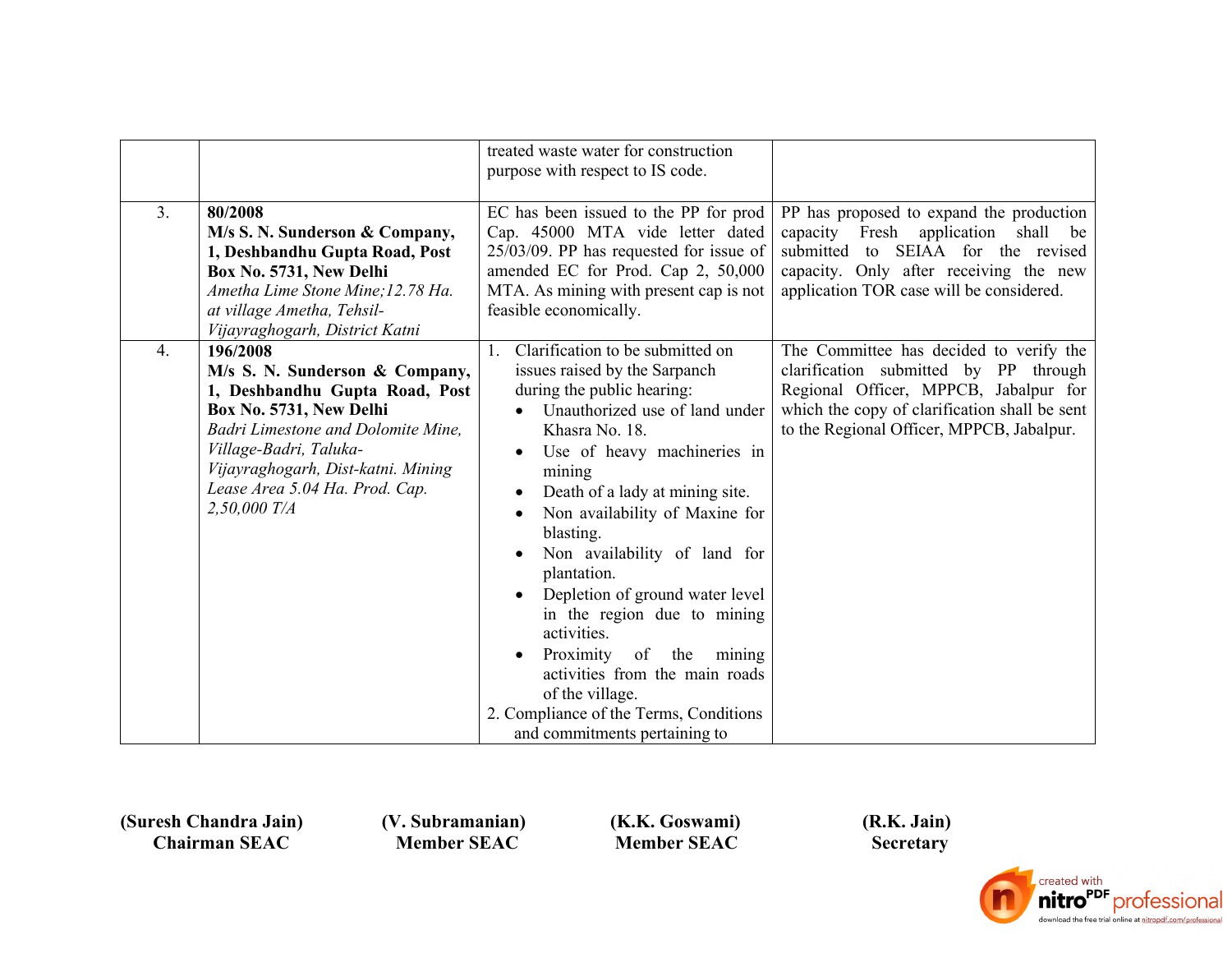| | | | |
|---|---|---|---|
| | | treated waste water for construction purpose with respect to IS code. | |
| 3. | **80/2008** **M/s S. N. Sunderson & Company, 1, Deshbandhu Gupta Road, Post Box No. 5731, New Delhi** *Ametha Lime Stone Mine;12.78 Ha. at village Ametha, Tehsil-Vijayraghogarh, District Katni* | EC has been issued to the PP for prod Cap. 45000 MTA vide letter dated 25/03/09. PP has requested for issue of amended EC for Prod. Cap 2, 50,000 MTA. As mining with present cap is not feasible economically. | PP has proposed to expand the production capacity Fresh application shall be submitted to SEIAA for the revised capacity. Only after receiving the new application TOR case will be considered. |
| 4. | **196/2008** **M/s S. N. Sunderson & Company, 1, Deshbandhu Gupta Road, Post Box No. 5731, New Delhi** *Badri Limestone and Dolomite Mine, Village-Badri, Taluka-Vijayraghogarh, Dist-katni. Mining Lease Area 5.04 Ha. Prod. Cap. 2,50,000 T/A* | 1. Clarification to be submitted on issues raised by the Sarpanch during the public hearing:<br>• Unauthorized use of land under Khasra No. 18.<br>• Use of heavy machineries in mining<br>• Death of a lady at mining site.<br>• Non availability of Maxine for blasting.<br>• Non availability of land for plantation.<br>• Depletion of ground water level in the region due to mining activities.<br>• Proximity of the mining activities from the main roads of the village.<br>2. Compliance of the Terms, Conditions and commitments pertaining to | The Committee has decided to verify the clarification submitted by PP through Regional Officer, MPPCB, Jabalpur for which the copy of clarification shall be sent to the Regional Officer, MPPCB, Jabalpur. |

**(Suresh Chandra Jain)**
**Chairman SEAC**

**(V. Subramanian)**
**Member SEAC**

**(K.K. Goswami)**
**Member SEAC**

**(R.K. Jain)**
**Secretary**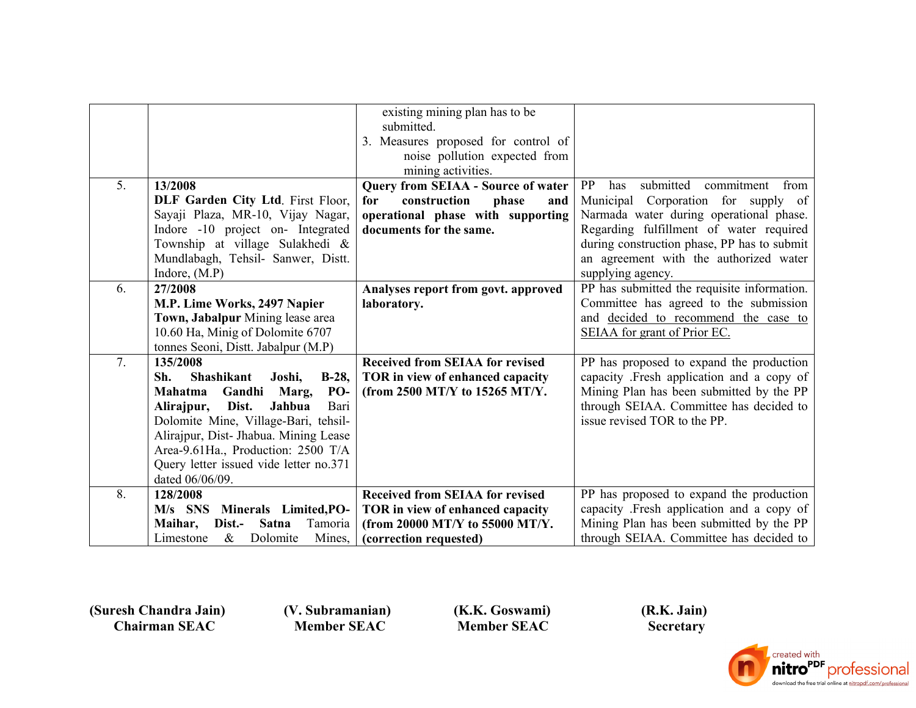| | | | |
|---|---|---|---|
| | | existing mining plan has to be submitted.<br>3. Measures proposed for control of noise pollution expected from mining activities. | |
| 5. | **13/2008**<br>**DLF Garden City Ltd**. First Floor, Sayaji Plaza, MR-10, Vijay Nagar, Indore -10 project on- Integrated Township at village Sulakhedi & Mundlabagh, Tehsil- Sanwer, Distt. Indore, (M.P) | **Query from SEIAA - Source of water for construction phase and operational phase with supporting documents for the same.** | PP has submitted commitment from Municipal Corporation for supply of Narmada water during operational phase. Regarding fulfillment of water required during construction phase, PP has to submit an agreement with the authorized water supplying agency. |
| 6. | **27/2008**<br>**M.P. Lime Works, 2497 Napier Town, Jabalpur** Mining lease area 10.60 Ha, Minig of Dolomite 6707 tonnes Seoni, Distt. Jabalpur (M.P) | **Analyses report from govt. approved laboratory.** | PP has submitted the requisite information. Committee has agreed to the submission and decided to recommend the case to SEIAA for grant of Prior EC. |
| 7. | **135/2008**<br>**Sh. Shashikant Joshi, B-28, Mahatma Gandhi Marg, PO-Alirajpur, Dist. Jahbua** Bari Dolomite Mine, Village-Bari, tehsil-Alirajpur, Dist- Jhabua. Mining Lease Area-9.61Ha., Production: 2500 T/A Query letter issued vide letter no.371 dated 06/06/09. | **Received from SEIAA for revised TOR in view of enhanced capacity (from 2500 MT/Y to 15265 MT/Y.** | PP has proposed to expand the production capacity .Fresh application and a copy of Mining Plan has been submitted by the PP through SEIAA. Committee has decided to issue revised TOR to the PP. |
| 8. | **128/2008**<br>**M/s SNS Minerals Limited,PO-Maihar, Dist.- Satna** Tamoria Limestone & Dolomite Mines, | **Received from SEIAA for revised TOR in view of enhanced capacity (from 20000 MT/Y to 55000 MT/Y. (correction requested)** | PP has proposed to expand the production capacity .Fresh application and a copy of Mining Plan has been submitted by the PP through SEIAA. Committee has decided to |

| | | | |
|---|---|---|---|
| **(Suresh Chandra Jain)**<br>**Chairman SEAC** | **(V. Subramanian)**<br>**Member SEAC** | **(K.K. Goswami)**<br>**Member SEAC** | **(R.K. Jain)**<br>**Secretary** |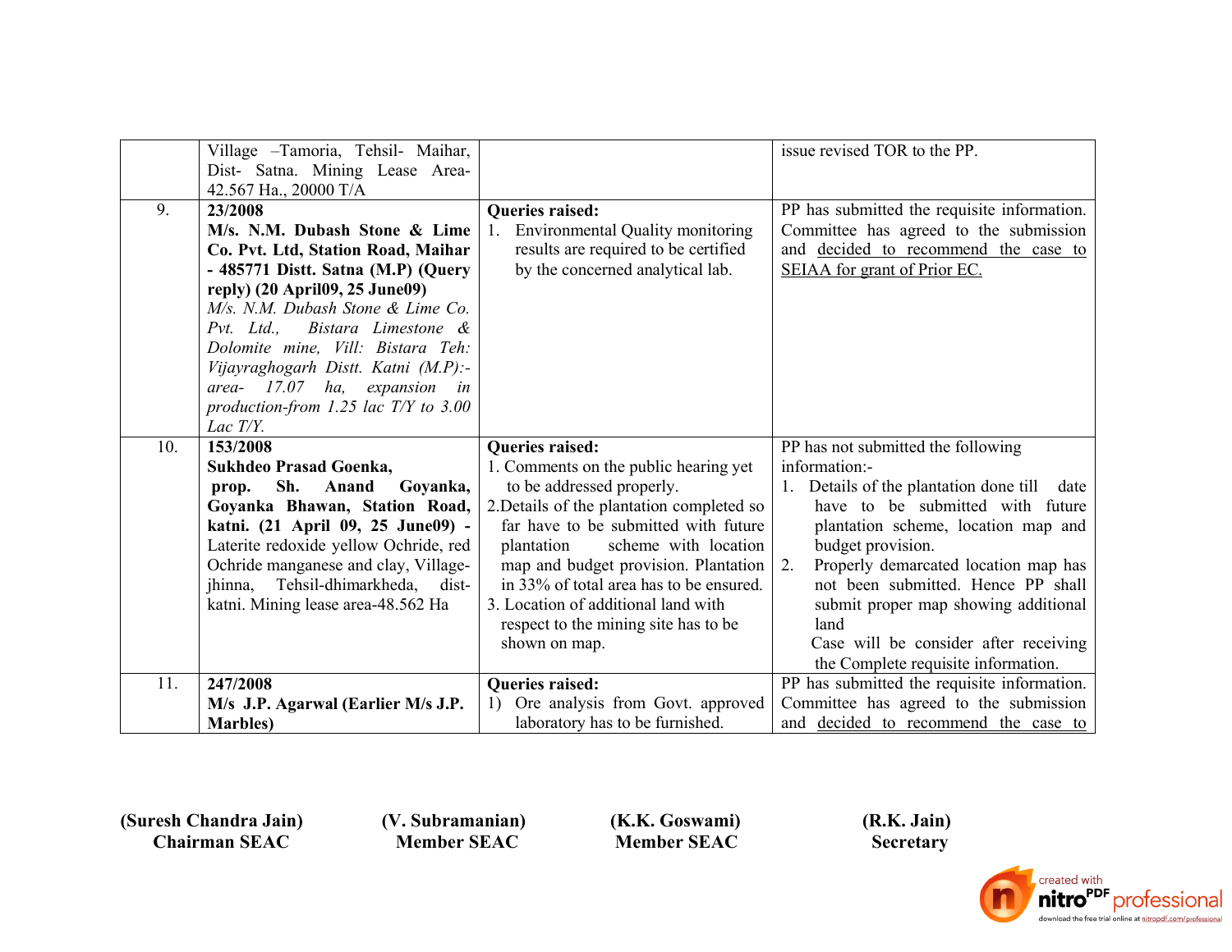| | | | |
|---|---|---|---|
| | Village –Tamoria, Tehsil- Maihar, Dist- Satna. Mining Lease Area- 42.567 Ha., 20000 T/A | | issue revised TOR to the PP. |
| 9. | **23/2008** **M/s. N.M. Dubash Stone & Lime Co. Pvt. Ltd, Station Road, Maihar - 485771 Distt. Satna (M.P) (Query reply) (20 April09, 25 June09)** *M/s. N.M. Dubash Stone & Lime Co. Pvt. Ltd., Bistara Limestone & Dolomite mine, Vill: Bistara Teh: Vijayraghogarh Distt. Katni (M.P):- area- 17.07 ha, expansion in production-from 1.25 lac T/Y to 3.00 Lac T/Y.* | **Queries raised:** 1. Environmental Quality monitoring results are required to be certified by the concerned analytical lab. | PP has submitted the requisite information. Committee has agreed to the submission and <u>decided to recommend the case to SEIAA for grant of Prior EC.</u> |
| 10. | **153/2008** **Sukhdeo Prasad Goenka, prop. Sh. Anand Goyanka, Goyanka Bhawan, Station Road, katni. (21 April 09, 25 June09) -** Laterite redoxide yellow Ochride, red Ochride manganese and clay, Village-jhinna, Tehsil-dhimarkheda, dist-katni. Mining lease area-48.562 Ha | **Queries raised:** 1. Comments on the public hearing yet to be addressed properly. 2. Details of the plantation completed so far have to be submitted with future plantation scheme with location map and budget provision. Plantation in 33% of total area has to be ensured. 3. Location of additional land with respect to the mining site has to be shown on map. | PP has not submitted the following information:- 1. Details of the plantation done till date have to be submitted with future plantation scheme, location map and budget provision. 2. Properly demarcated location map has not been submitted. Hence PP shall submit proper map showing additional land. Case will be consider after receiving the Complete requisite information. |
| 11. | **247/2008** **M/s J.P. Agarwal (Earlier M/s J.P. Marbles)** | **Queries raised:** 1) Ore analysis from Govt. approved laboratory has to be furnished. | PP has submitted the requisite information. Committee has agreed to the submission and <u>decided to recommend the case to</u> |

**(Suresh Chandra Jain)** **Chairman SEAC**

**(V. Subramanian)** **Member SEAC**

**(K.K. Goswami)** **Member SEAC**

**(R.K. Jain)** **Secretary**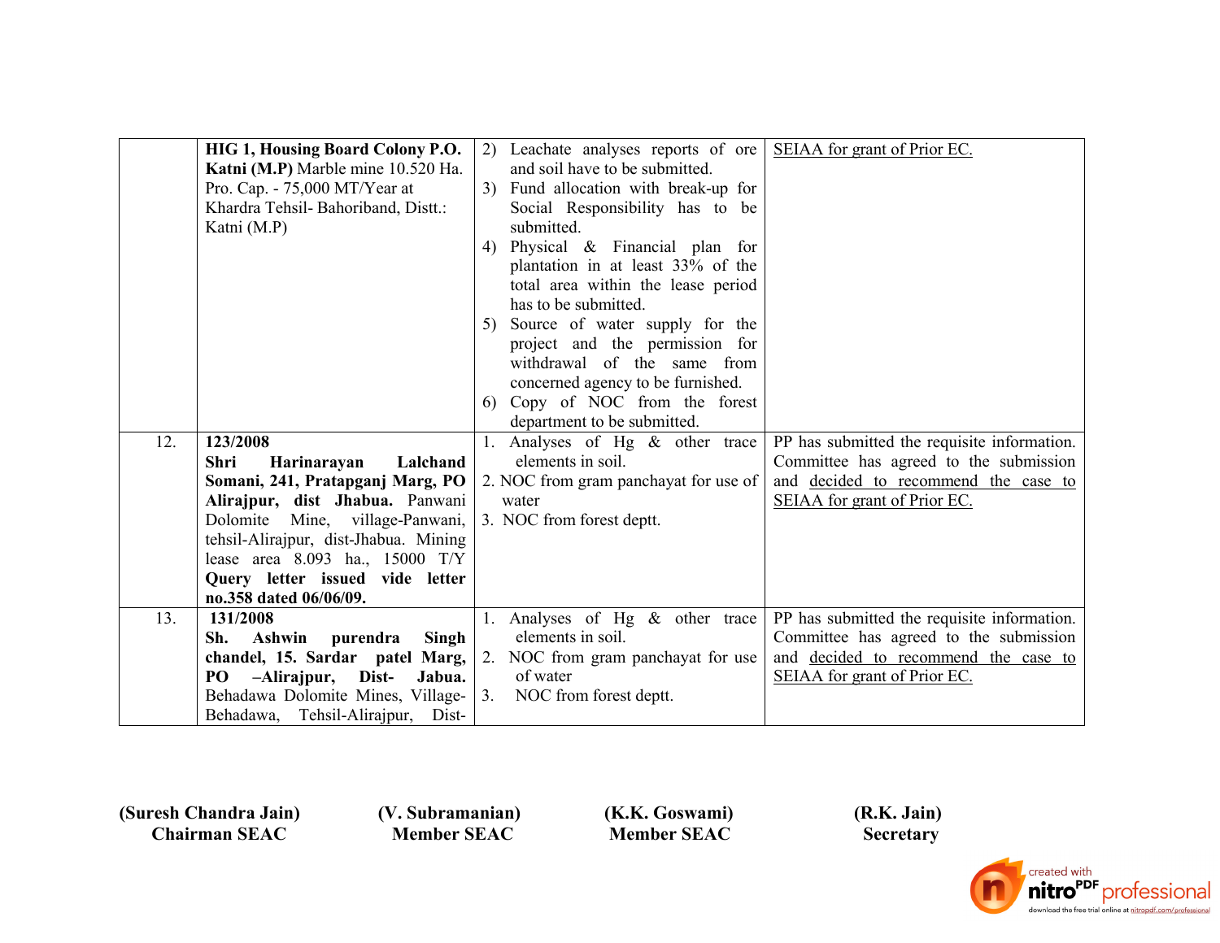| | | | |
|---|---|---|---|
| | **HIG 1, Housing Board Colony P.O. Katni (M.P)** Marble mine 10.520 Ha. Pro. Cap. - 75,000 MT/Year at Khardra Tehsil- Bahoriband, Distt.: Katni (M.P) | 2) Leachate analyses reports of ore and soil have to be submitted.<br>3) Fund allocation with break-up for Social Responsibility has to be submitted.<br>4) Physical & Financial plan for plantation in at least 33% of the total area within the lease period has to be submitted.<br>5) Source of water supply for the project and the permission for withdrawal of the same from concerned agency to be furnished.<br>6) Copy of NOC from the forest department to be submitted. | SEIAA for grant of Prior EC. |
| 12. | **123/2008**<br>**Shri Harinarayan Lalchand Somani, 241, Pratapganj Marg, PO Alirajpur, dist Jhabua.** Panwani Dolomite Mine, village-Panwani, tehsil-Alirajpur, dist-Jhabua. Mining lease area 8.093 ha., 15000 T/Y **Query letter issued vide letter no.358 dated 06/06/09.** | 1. Analyses of Hg & other trace elements in soil.<br>2. NOC from gram panchayat for use of water<br>3. NOC from forest deptt. | PP has submitted the requisite information. Committee has agreed to the submission and decided to recommend the case to SEIAA for grant of Prior EC. |
| 13. | **131/2008**<br>**Sh. Ashwin purendra Singh chandel, 15. Sardar patel Marg, PO –Alirajpur, Dist- Jabua.** Behadawa Dolomite Mines, Village-Behadawa, Tehsil-Alirajpur, Dist- | 1. Analyses of Hg & other trace elements in soil.<br>2. NOC from gram panchayat for use of water<br>3. NOC from forest deptt. | PP has submitted the requisite information. Committee has agreed to the submission and decided to recommend the case to SEIAA for grant of Prior EC. |

| **(Suresh Chandra Jain)** | **(V. Subramanian)** | **(K.K. Goswami)** | **(R.K. Jain)** |
|---|---|---|---|
| **Chairman SEAC** | **Member SEAC** | **Member SEAC** | **Secretary** |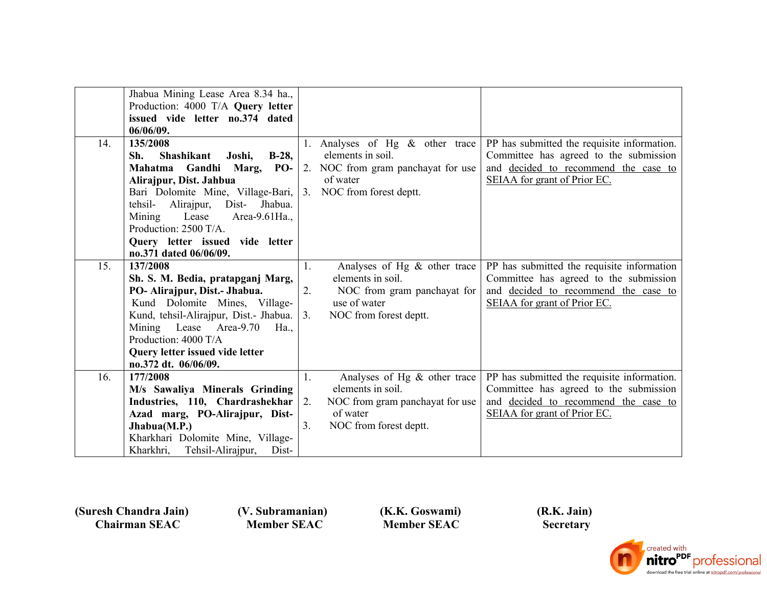| | | | |
|---|---|---|---|
| | Jhabua Mining Lease Area 8.34 ha., Production: 4000 T/A **Query letter issued vide letter no.374 dated 06/06/09.** | | |
| 14. | **135/2008**<br>**Sh. Shashikant Joshi, B-28, Mahatma Gandhi Marg, PO-Alirajpur, Dist. Jahbua**<br>Bari Dolomite Mine, Village-Bari, tehsil- Alirajpur, Dist- Jhabua. Mining Lease Area-9.61Ha., Production: 2500 T/A.<br>**Query letter issued vide letter no.371 dated 06/06/09.** | 1. Analyses of Hg & other trace elements in soil.<br>2. NOC from gram panchayat for use of water<br>3. NOC from forest deptt. | PP has submitted the requisite information. Committee has agreed to the submission and decided to recommend the case to SEIAA for grant of Prior EC. |
| 15. | **137/2008**<br>**Sh. S. M. Bedia, pratapganj Marg, PO- Alirajpur, Dist.- Jhabua.**<br>Kund Dolomite Mines, Village-Kund, tehsil-Alirajpur, Dist.- Jhabua. Mining Lease Area-9.70 Ha., Production: 4000 T/A<br>**Query letter issued vide letter no.372 dt. 06/06/09.** | 1. Analyses of Hg & other trace elements in soil.<br>2. NOC from gram panchayat for use of water<br>3. NOC from forest deptt. | PP has submitted the requisite information Committee has agreed to the submission and decided to recommend the case to SEIAA for grant of Prior EC. |
| 16. | **177/2008**<br>**M/s Sawaliya Minerals Grinding Industries, 110, Chardrashekhar Azad marg, PO-Alirajpur, Dist-Jhabua(M.P.)**<br>Kharkhari Dolomite Mine, Village-Kharkhri, Tehsil-Alirajpur, Dist- | 1. Analyses of Hg & other trace elements in soil.<br>2. NOC from gram panchayat for use of water<br>3. NOC from forest deptt. | PP has submitted the requisite information. Committee has agreed to the submission and decided to recommend the case to SEIAA for grant of Prior EC. |

**(Suresh Chandra Jain)**
**Chairman SEAC**

**(V. Subramanian)**
**Member SEAC**

**(K.K. Goswami)**
**Member SEAC**

**(R.K. Jain)**
**Secretary**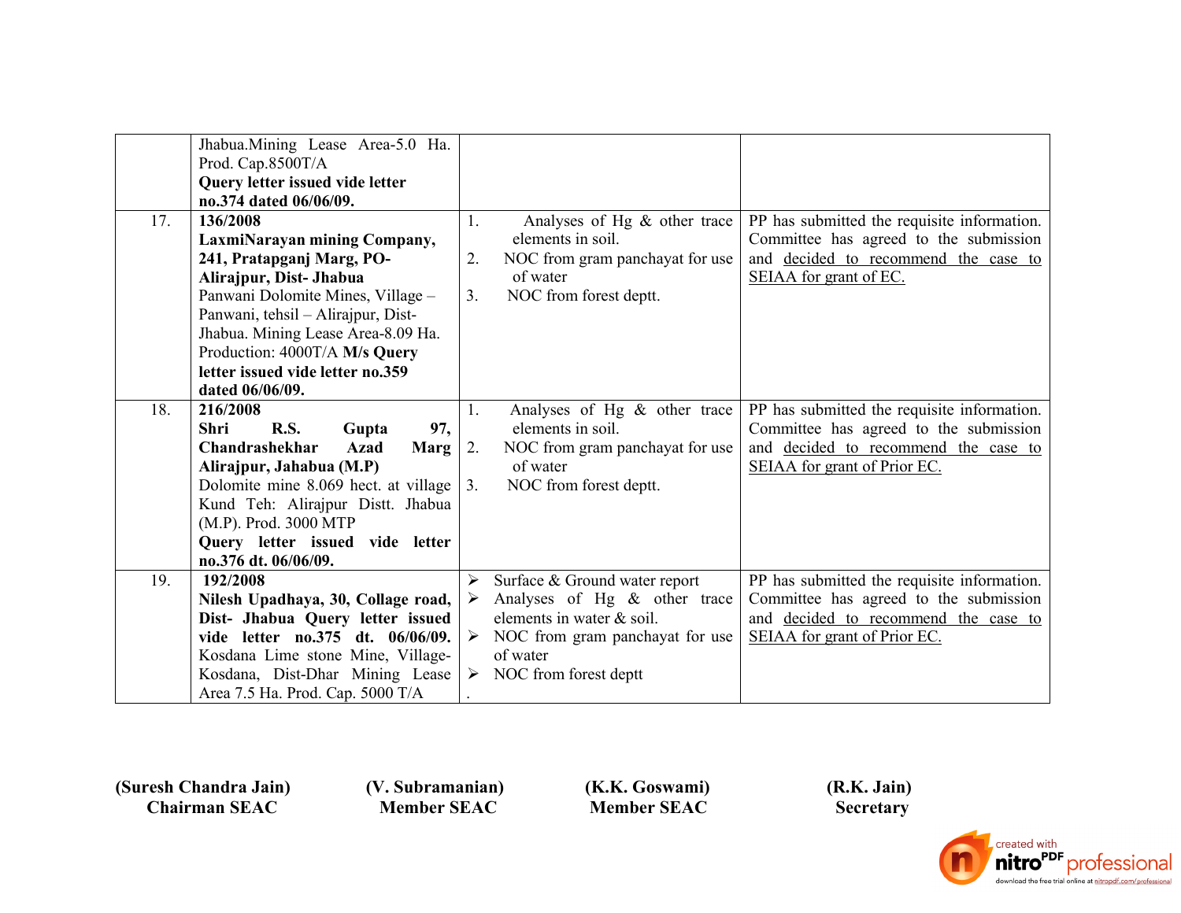| | | | |
|---|---|---|---|
| | Jhabua.Mining Lease Area-5.0 Ha. Prod. Cap.8500T/A **Query letter issued vide letter no.374 dated 06/06/09.** | | |
| 17. | **136/2008** **LaxmiNarayan mining Company, 241, Pratapganj Marg, PO- Alirajpur, Dist- Jhabua** Panwani Dolomite Mines, Village – Panwani, tehsil – Alirajpur, Dist- Jhabua. Mining Lease Area-8.09 Ha. Production: 4000T/A **M/s Query letter issued vide letter no.359 dated 06/06/09.** | 1. Analyses of Hg & other trace elements in soil.<br>2. NOC from gram panchayat for use of water<br>3. NOC from forest deptt. | PP has submitted the requisite information. Committee has agreed to the submission and decided to recommend the case to SEIAA for grant of EC. |
| 18. | **216/2008** **Shri R.S. Gupta 97, Chandrashekhar Azad Marg Alirajpur, Jahabua (M.P)** Dolomite mine 8.069 hect. at village Kund Teh: Alirajpur Distt. Jhabua (M.P). Prod. 3000 MTP **Query letter issued vide letter no.376 dt. 06/06/09.** | 1. Analyses of Hg & other trace elements in soil.<br>2. NOC from gram panchayat for use of water<br>3. NOC from forest deptt. | PP has submitted the requisite information. Committee has agreed to the submission and decided to recommend the case to SEIAA for grant of Prior EC. |
| 19. | **192/2008** **Nilesh Upadhaya, 30, Collage road, Dist- Jhabua Query letter issued vide letter no.375 dt. 06/06/09.** Kosdana Lime stone Mine, Village- Kosdana, Dist-Dhar Mining Lease Area 7.5 Ha. Prod. Cap. 5000 T/A | ➢ Surface & Ground water report<br>➢ Analyses of Hg & other trace elements in water & soil.<br>➢ NOC from gram panchayat for use of water<br>➢ NOC from forest deptt<br>. | PP has submitted the requisite information. Committee has agreed to the submission and decided to recommend the case to SEIAA for grant of Prior EC. |

**(Suresh Chandra Jain)**
**Chairman SEAC**

**(V. Subramanian)**
**Member SEAC**

**(K.K. Goswami)**
**Member SEAC**

**(R.K. Jain)**
**Secretary**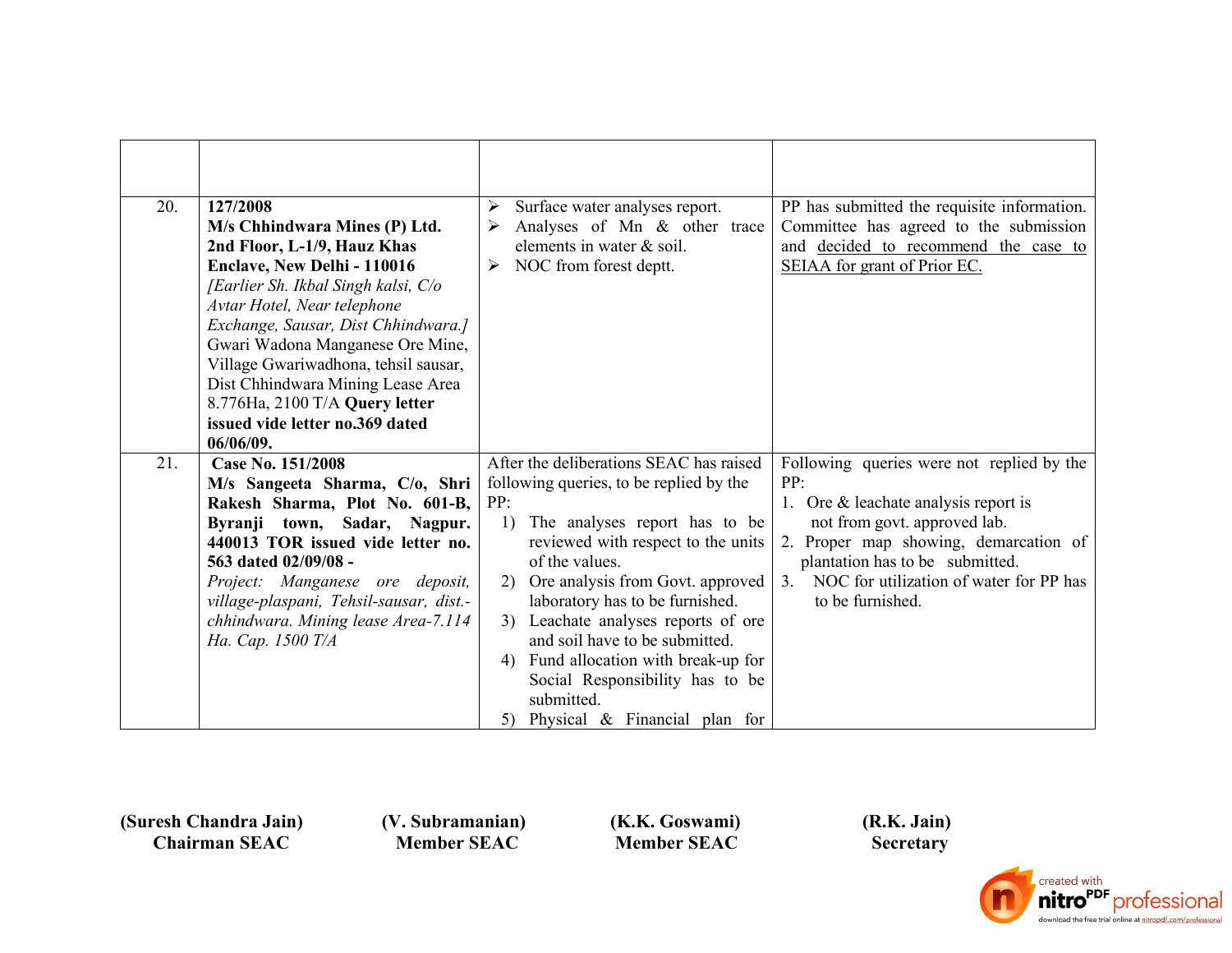| | | | |
|---|---|---|---|
| | | | |
| 20. | **127/2008**<br>**M/s Chhindwara Mines (P) Ltd. 2nd Floor, L-1/9, Hauz Khas Enclave, New Delhi - 110016**<br>*[Earlier Sh. Ikbal Singh kalsi, C/o Avtar Hotel, Near telephone Exchange, Sausar, Dist Chhindwara.]*<br>Gwari Wadona Manganese Ore Mine, Village Gwariwadhona, tehsil sausar, Dist Chhindwara Mining Lease Area 8.776Ha, 2100 T/A **Query letter issued vide letter no.369 dated 06/06/09.** | ➢ Surface water analyses report.<br>➢ Analyses of Mn & other trace elements in water & soil.<br>➢ NOC from forest deptt. | PP has submitted the requisite information. Committee has agreed to the submission and decided to recommend the case to SEIAA for grant of Prior EC. |
| 21. | **Case No. 151/2008**<br>**M/s Sangeeta Sharma, C/o, Shri Rakesh Sharma, Plot No. 601-B, Byranji town, Sadar, Nagpur. 440013 TOR issued vide letter no. 563 dated 02/09/08 -**<br>*Project: Manganese ore deposit, village-plaspani, Tehsil-sausar, dist.-chhindwara. Mining lease Area-7.114 Ha. Cap. 1500 T/A* | After the deliberations SEAC has raised following queries, to be replied by the PP:<br>1) The analyses report has to be reviewed with respect to the units of the values.<br>2) Ore analysis from Govt. approved laboratory has to be furnished.<br>3) Leachate analyses reports of ore and soil have to be submitted.<br>4) Fund allocation with break-up for Social Responsibility has to be submitted.<br>5) Physical & Financial plan for | Following queries were not replied by the PP:<br>1. Ore & leachate analysis report is not from govt. approved lab.<br>2. Proper map showing, demarcation of plantation has to be submitted.<br>3. NOC for utilization of water for PP has to be furnished. |

**(Suresh Chandra Jain)**
**Chairman SEAC**

**(V. Subramanian)**
**Member SEAC**

**(K.K. Goswami)**
**Member SEAC**

**(R.K. Jain)**
**Secretary**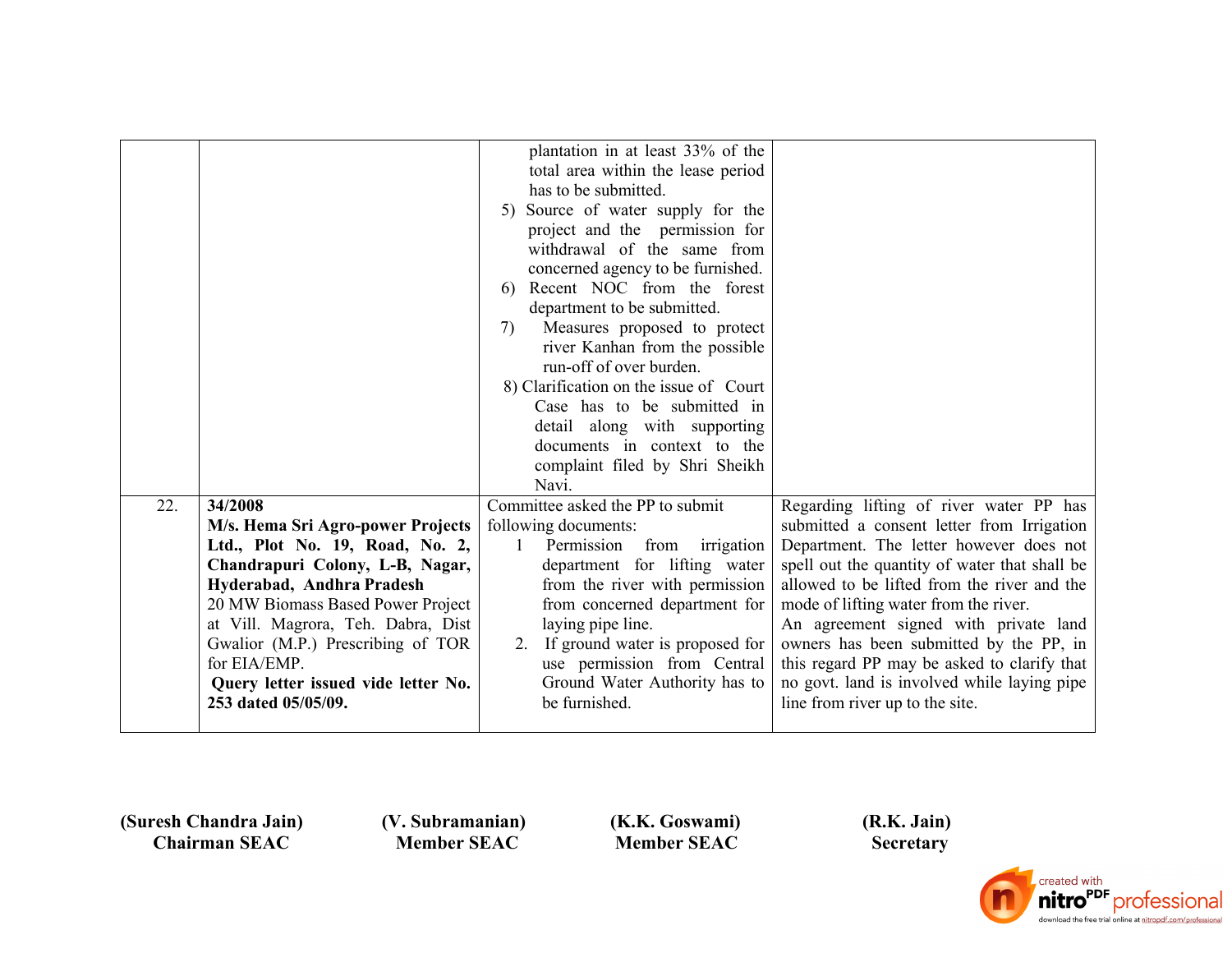| | | | |
|---|---|---|---|
| | | plantation in at least 33% of the total area within the lease period has to be submitted.<br>5) Source of water supply for the project and the permission for withdrawal of the same from concerned agency to be furnished.<br>6) Recent NOC from the forest department to be submitted.<br>7) Measures proposed to protect river Kanhan from the possible run-off of over burden.<br>8) Clarification on the issue of Court Case has to be submitted in detail along with supporting documents in context to the complaint filed by Shri Sheikh Navi. | |
| 22. | **34/2008**<br>**M/s. Hema Sri Agro-power Projects Ltd., Plot No. 19, Road, No. 2, Chandrapuri Colony, L-B, Nagar, Hyderabad, Andhra Pradesh**<br>20 MW Biomass Based Power Project at Vill. Magrora, Teh. Dabra, Dist Gwalior (M.P.) Prescribing of TOR for EIA/EMP.<br>**Query letter issued vide letter No. 253 dated 05/05/09.** | Committee asked the PP to submit following documents:<br>1 Permission from irrigation department for lifting water from the river with permission from concerned department for laying pipe line.<br>2. If ground water is proposed for use permission from Central Ground Water Authority has to be furnished. | Regarding lifting of river water PP has submitted a consent letter from Irrigation Department. The letter however does not spell out the quantity of water that shall be allowed to be lifted from the river and the mode of lifting water from the river.<br>An agreement signed with private land owners has been submitted by the PP, in this regard PP may be asked to clarify that no govt. land is involved while laying pipe line from river up to the site. |

**(Suresh Chandra Jain)**
**Chairman SEAC**

**(V. Subramanian)**
**Member SEAC**

**(K.K. Goswami)**
**Member SEAC**

**(R.K. Jain)**
**Secretary**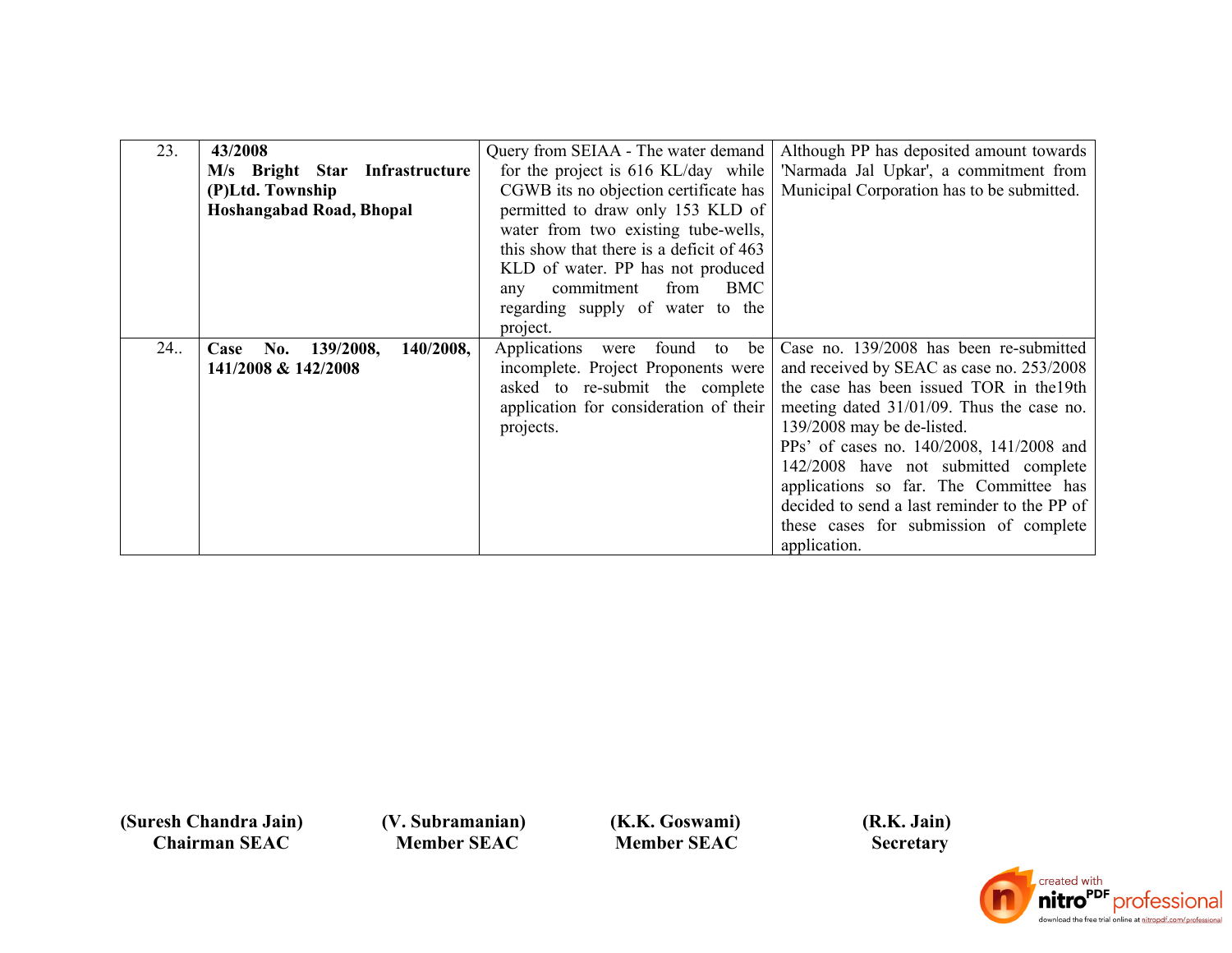| 23. | **43/2008 M/s Bright Star Infrastructure (P)Ltd. Township Hoshangabad Road, Bhopal** | Query from SEIAA - The water demand for the project is 616 KL/day while CGWB its no objection certificate has permitted to draw only 153 KLD of water from two existing tube-wells, this show that there is a deficit of 463 KLD of water. PP has not produced any commitment from BMC regarding supply of water to the project. | Although PP has deposited amount towards 'Narmada Jal Upkar', a commitment from Municipal Corporation has to be submitted. |
|---|---|---|---|
| 24.. | **Case No. 139/2008, 140/2008, 141/2008 & 142/2008** | Applications were found to be incomplete. Project Proponents were asked to re-submit the complete application for consideration of their projects. | Case no. 139/2008 has been re-submitted and received by SEAC as case no. 253/2008 the case has been issued TOR in the19th meeting dated 31/01/09. Thus the case no. 139/2008 may be de-listed.<br>PPs' of cases no. 140/2008, 141/2008 and 142/2008 have not submitted complete applications so far. The Committee has decided to send a last reminder to the PP of these cases for submission of complete application. |

**(Suresh Chandra Jain)**
**Chairman SEAC**

**(V. Subramanian)**
**Member SEAC**

**(K.K. Goswami)**
**Member SEAC**

**(R.K. Jain)**
**Secretary**